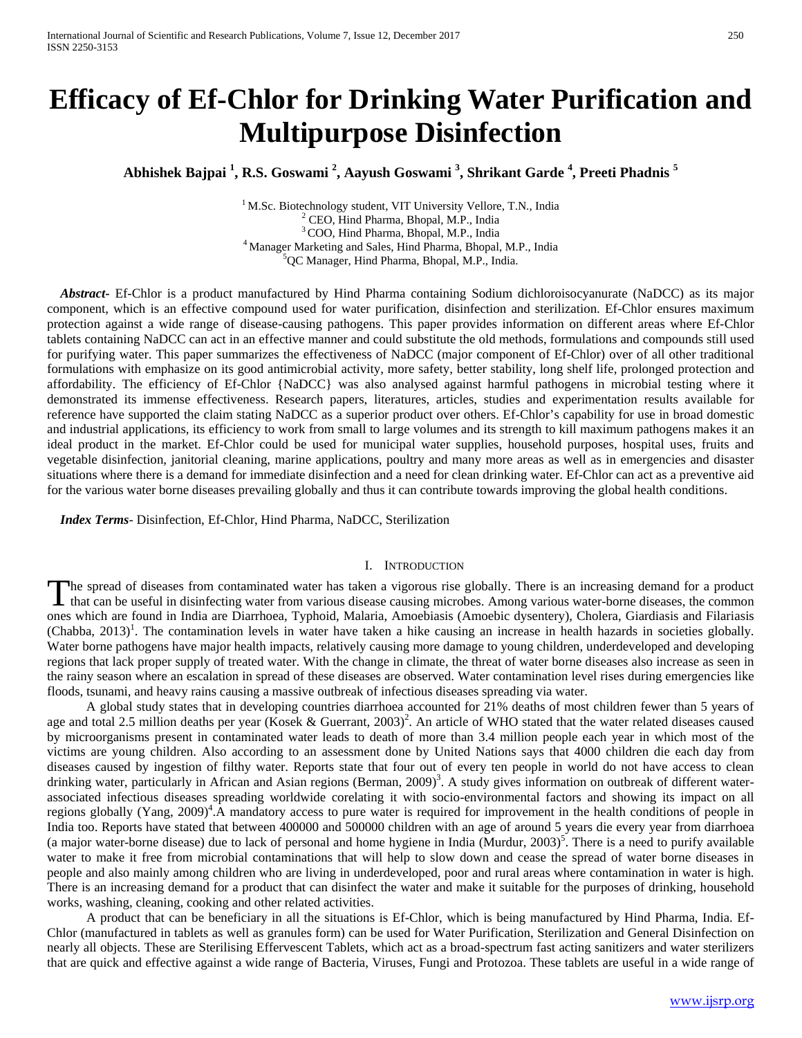# Efficacy of Ef-Chlor for Drinking Water Purification and Multipurpose Disinfection

**Abhishek Bajpai [1], R.S. Goswami [2], Aayush Goswami [3], Shrikant Garde [4], Preeti Phadnis [5]**

[1] M.Sc. Biotechnology student, VIT University Vellore, T.N., India
[2] CEO, Hind Pharma, Bhopal, M.P., India
[3] COO, Hind Pharma, Bhopal, M.P., India
[4] Manager Marketing and Sales, Hind Pharma, Bhopal, M.P., India
[5] QC Manager, Hind Pharma, Bhopal, M.P., India.

***Abstract-*** Ef-Chlor is a product manufactured by Hind Pharma containing Sodium dichloroisocyanurate (NaDCC) as its major component, which is an effective compound used for water purification, disinfection and sterilization. Ef-Chlor ensures maximum protection against a wide range of disease-causing pathogens. This paper provides information on different areas where Ef-Chlor tablets containing NaDCC can act in an effective manner and could substitute the old methods, formulations and compounds still used for purifying water. This paper summarizes the effectiveness of NaDCC (major component of Ef-Chlor) over of all other traditional formulations with emphasize on its good antimicrobial activity, more safety, better stability, long shelf life, prolonged protection and affordability. The efficiency of Ef-Chlor {NaDCC} was also analysed against harmful pathogens in microbial testing where it demonstrated its immense effectiveness. Research papers, literatures, articles, studies and experimentation results available for reference have supported the claim stating NaDCC as a superior product over others. Ef-Chlor's capability for use in broad domestic and industrial applications, its efficiency to work from small to large volumes and its strength to kill maximum pathogens makes it an ideal product in the market. Ef-Chlor could be used for municipal water supplies, household purposes, hospital uses, fruits and vegetable disinfection, janitorial cleaning, marine applications, poultry and many more areas as well as in emergencies and disaster situations where there is a demand for immediate disinfection and a need for clean drinking water. Ef-Chlor can act as a preventive aid for the various water borne diseases prevailing globally and thus it can contribute towards improving the global health conditions.

***Index Terms*-** Disinfection, Ef-Chlor, Hind Pharma, NaDCC, Sterilization

## I. Introduction

The spread of diseases from contaminated water has taken a vigorous rise globally. There is an increasing demand for a product that can be useful in disinfecting water from various disease causing microbes. Among various water-borne diseases, the common ones which are found in India are Diarrhoea, Typhoid, Malaria, Amoebiasis (Amoebic dysentery), Cholera, Giardiasis and Filariasis (Chabba, 2013)[1]. The contamination levels in water have taken a hike causing an increase in health hazards in societies globally. Water borne pathogens have major health impacts, relatively causing more damage to young children, underdeveloped and developing regions that lack proper supply of treated water. With the change in climate, the threat of water borne diseases also increase as seen in the rainy season where an escalation in spread of these diseases are observed. Water contamination level rises during emergencies like floods, tsunami, and heavy rains causing a massive outbreak of infectious diseases spreading via water.

A global study states that in developing countries diarrhoea accounted for 21% deaths of most children fewer than 5 years of age and total 2.5 million deaths per year (Kosek & Guerrant, 2003)[2]. An article of WHO stated that the water related diseases caused by microorganisms present in contaminated water leads to death of more than 3.4 million people each year in which most of the victims are young children. Also according to an assessment done by United Nations says that 4000 children die each day from diseases caused by ingestion of filthy water. Reports state that four out of every ten people in world do not have access to clean drinking water, particularly in African and Asian regions (Berman, 2009)[3]. A study gives information on outbreak of different water-associated infectious diseases spreading worldwide corelating it with socio-environmental factors and showing its impact on all regions globally (Yang, 2009)[4].A mandatory access to pure water is required for improvement in the health conditions of people in India too. Reports have stated that between 400000 and 500000 children with an age of around 5 years die every year from diarrhoea (a major water-borne disease) due to lack of personal and home hygiene in India (Murdur, 2003)[5]. There is a need to purify available water to make it free from microbial contaminations that will help to slow down and cease the spread of water borne diseases in people and also mainly among children who are living in underdeveloped, poor and rural areas where contamination in water is high. There is an increasing demand for a product that can disinfect the water and make it suitable for the purposes of drinking, household works, washing, cleaning, cooking and other related activities.

A product that can be beneficiary in all the situations is Ef-Chlor, which is being manufactured by Hind Pharma, India. Ef-Chlor (manufactured in tablets as well as granules form) can be used for Water Purification, Sterilization and General Disinfection on nearly all objects. These are Sterilising Effervescent Tablets, which act as a broad-spectrum fast acting sanitizers and water sterilizers that are quick and effective against a wide range of Bacteria, Viruses, Fungi and Protozoa. These tablets are useful in a wide range of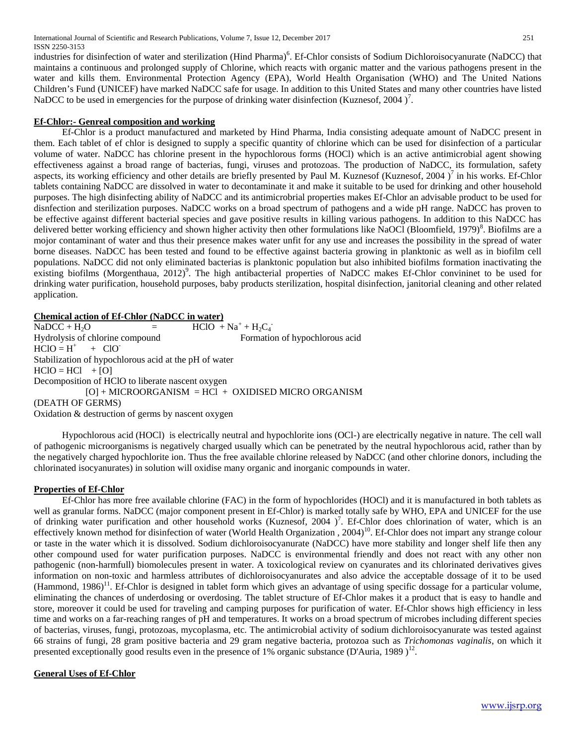industries for disinfection of water and sterilization (Hind Pharma)[6]. Ef-Chlor consists of Sodium Dichloroisocyanurate (NaDCC) that maintains a continuous and prolonged supply of Chlorine, which reacts with organic matter and the various pathogens present in the water and kills them. Environmental Protection Agency (EPA), World Health Organisation (WHO) and The United Nations Children's Fund (UNICEF) have marked NaDCC safe for usage. In addition to this United States and many other countries have listed NaDCC to be used in emergencies for the purpose of drinking water disinfection (Kuznesof, 2004 )[7].

## Ef-Chlor:- Genreal composition and working

Ef-Chlor is a product manufactured and marketed by Hind Pharma, India consisting adequate amount of NaDCC present in them. Each tablet of ef chlor is designed to supply a specific quantity of chlorine which can be used for disinfection of a particular volume of water. NaDCC has chlorine present in the hypochlorous forms (HOCl) which is an active antimicrobial agent showing effectiveness against a broad range of bacterias, fungi, viruses and protozoas. The production of NaDCC, its formulation, safety aspects, its working efficiency and other details are briefly presented by Paul M. Kuznesof (Kuznesof, 2004 )[7] in his works. Ef-Chlor tablets containing NaDCC are dissolved in water to decontaminate it and make it suitable to be used for drinking and other household purposes. The high disinfecting ability of NaDCC and its antimicrobrial properties makes Ef-Chlor an advisable product to be used for disnfection and sterilization purposes. NaDCC works on a broad spectrum of pathogens and a wide pH range. NaDCC has proven to be effective against different bacterial species and gave positive results in killing various pathogens. In addition to this NaDCC has delivered better working efficiency and shown higher activity then other formulations like NaOCl (Bloomfield, 1979)[8]. Biofilms are a mojor contaminant of water and thus their presence makes water unfit for any use and increases the possibility in the spread of water borne diseases. NaDCC has been tested and found to be effective against bacteria growing in planktonic as well as in biofilm cell populations. NaDCC did not only eliminated bacterias is planktonic population but also inhibited biofilms formation inactivating the existing biofilms (Morgenthaua, 2012)[9]. The high antibacterial properties of NaDCC makes Ef-Chlor convininet to be used for drinking water purification, household purposes, baby products sterilization, hospital disinfection, janitorial cleaning and other related application.

## Chemical action of Ef-Chlor (NaDCC in water)

$NaDCC + H_2O = HClO + Na^+ + H_2C_4^-$

Hydrolysis of chlorine compound — Formation of hypochlorous acid

$HClO = H^+ + ClO^-$

Stabilization of hypochlorous acid at the pH of water

$HClO = HCl + [O]$

Decomposition of HClO to liberate nascent oxygen

[O] + MICROORGANISM = HCl + OXIDISED MICRO ORGANISM

(DEATH OF GERMS)

Oxidation & destruction of germs by nascent oxygen

Hypochlorous acid (HOCl) is electrically neutral and hypochlorite ions ($OCl^-$) are electrically negative in nature. The cell wall of pathogenic microorganisms is negatively charged usually which can be penetrated by the neutral hypochlorous acid, rather than by the negatively charged hypochlorite ion. Thus the free available chlorine released by NaDCC (and other chlorine donors, including the chlorinated isocyanurates) in solution will oxidise many organic and inorganic compounds in water.

## Properties of Ef-Chlor

Ef-Chlor has more free available chlorine (FAC) in the form of hypochlorides (HOCl) and it is manufactured in both tablets as well as granular forms. NaDCC (major component present in Ef-Chlor) is marked totally safe by WHO, EPA and UNICEF for the use of drinking water purification and other household works (Kuznesof, 2004 )[7]. Ef-Chlor does chlorination of water, which is an effectively known method for disinfection of water (World Health Organization , 2004)[10]. Ef-Chlor does not impart any strange colour or taste in the water which it is dissolved. Sodium dichloroisocyanurate (NaDCC) have more stability and longer shelf life then any other compound used for water purification purposes. NaDCC is environmental friendly and does not react with any other non pathogenic (non-harmfull) biomolecules present in water. A toxicological review on cyanurates and its chlorinated derivatives gives information on non-toxic and harmless attributes of dichloroisocyanurates and also advice the acceptable dossage of it to be used (Hammond, 1986)[11]. Ef-Chlor is designed in tablet form which gives an advantage of using specific dossage for a particular volume, eliminating the chances of underdosing or overdosing. The tablet structure of Ef-Chlor makes it a product that is easy to handle and store, moreover it could be used for traveling and camping purposes for purification of water. Ef-Chlor shows high efficiency in less time and works on a far-reaching ranges of pH and temperatures. It works on a broad spectrum of microbes including different species of bacterias, viruses, fungi, protozoas, mycoplasma, etc. The antimicrobial activity of sodium dichloroisocyanurate was tested against 66 strains of fungi, 28 gram positive bacteria and 29 gram negative bacteria, protozoa such as *Trichomonas vaginalis*, on which it presented exceptionally good results even in the presence of 1% organic substance (D'Auria, 1989 )[12].

## General Uses of Ef-Chlor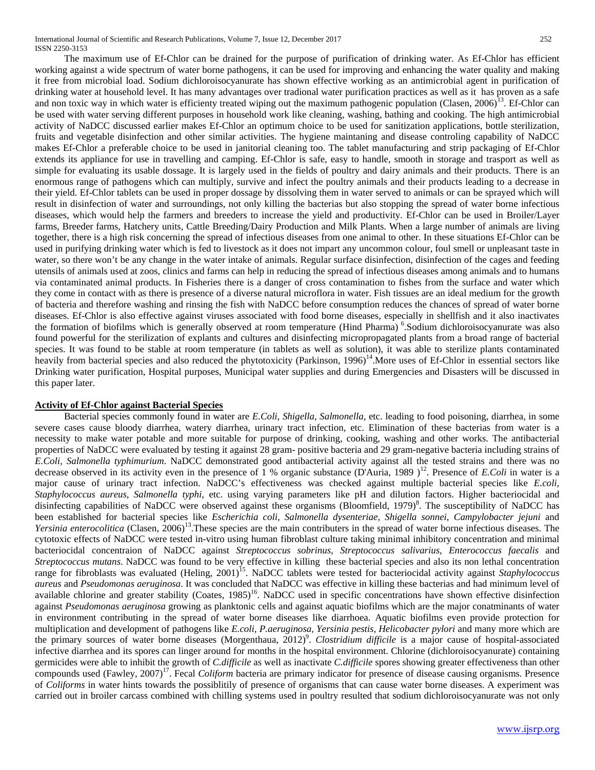The maximum use of Ef-Chlor can be drained for the purpose of purification of drinking water. As Ef-Chlor has efficient working against a wide spectrum of water borne pathogens, it can be used for improving and enhancing the water quality and making it free from microbial load. Sodium dichloroisocyanurate has shown effective working as an antimicrobial agent in purification of drinking water at household level. It has many advantages over tradional water purification practices as well as it has proven as a safe and non toxic way in which water is efficienty treated wiping out the maximum pathogenic population (Clasen, 2006)[13]. Ef-Chlor can be used with water serving different purposes in household work like cleaning, washing, bathing and cooking. The high antimicrobial activity of NaDCC discussed earlier makes Ef-Chlor an optimum choice to be used for sanitization applications, bottle sterilization, fruits and vegetable disinfection and other similar activities. The hygiene maintaning and disease controling capability of NaDCC makes Ef-Chlor a preferable choice to be used in janitorial cleaning too. The tablet manufacturing and strip packaging of Ef-Chlor extends its appliance for use in travelling and camping. Ef-Chlor is safe, easy to handle, smooth in storage and trasport as well as simple for evaluating its usable dossage. It is largely used in the fields of poultry and dairy animals and their products. There is an enormous range of pathogens which can multiply, survive and infect the poultry animals and their products leading to a decrease in their yield. Ef-Chlor tablets can be used in proper dossage by dissolving them in water served to animals or can be sprayed which will result in disinfection of water and surroundings, not only killing the bacterias but also stopping the spread of water borne infectious diseases, which would help the farmers and breeders to increase the yield and productivity. Ef-Chlor can be used in Broiler/Layer farms, Breeder farms, Hatchery units, Cattle Breeding/Dairy Production and Milk Plants. When a large number of animals are living together, there is a high risk concerning the spread of infectious diseases from one animal to other. In these situations Ef-Chlor can be used in purifying drinking water which is fed to livestock as it does not impart any uncommon colour, foul smell or unpleasant taste in water, so there won't be any change in the water intake of animals. Regular surface disinfection, disinfection of the cages and feeding utensils of animals used at zoos, clinics and farms can help in reducing the spread of infectious diseases among animals and to humans via contaminated animal products. In Fisheries there is a danger of cross contamination to fishes from the surface and water which they come in contact with as there is presence of a diverse natural microflora in water. Fish tissues are an ideal medium for the growth of bacteria and therefore washing and rinsing the fish with NaDCC before consumption reduces the chances of spread of water borne diseases. Ef-Chlor is also effective against viruses associated with food borne diseases, especially in shellfish and it also inactivates the formation of biofilms which is generally observed at room temperature (Hind Pharma) [6].Sodium dichloroisocyanurate was also found powerful for the sterilization of explants and cultures and disinfecting micropropagated plants from a broad range of bacterial species. It was found to be stable at room temperature (in tablets as well as solution), it was able to sterilize plants contaminated heavily from bacterial species and also reduced the phytotoxicity (Parkinson, 1996)[14].More uses of Ef-Chlor in essential sectors like Drinking water purification, Hospital purposes, Municipal water supplies and during Emergencies and Disasters will be discussed in this paper later.

## Activity of Ef-Chlor against Bacterial Species

Bacterial species commonly found in water are *E.Coli, Shigella, Salmonella*, etc. leading to food poisoning, diarrhea, in some severe cases cause bloody diarrhea, watery diarrhea, urinary tract infection, etc. Elimination of these bacterias from water is a necessity to make water potable and more suitable for purpose of drinking, cooking, washing and other works. The antibacterial properties of NaDCC were evaluated by testing it against 28 gram- positive bacteria and 29 gram-negative bacteria including strains of *E.Coli, Salmonella typhimurium*. NaDCC demonstrated good antibacterial activity against all the tested strains and there was no decrease observed in its activity even in the presence of 1 % organic substance (D'Auria, 1989 )[12]. Presence of *E.Coli* in water is a major cause of urinary tract infection. NaDCC's effectiveness was checked against multiple bacterial species like *E.coli, Staphylococcus aureus, Salmonella typhi*, etc. using varying parameters like pH and dilution factors. Higher bacteriocidal and disinfecting capabilities of NaDCC were observed against these organisms (Bloomfield, 1979)[8]. The susceptibility of NaDCC has been established for bacterial species like *Escherichia coli, Salmonella dysenteriae, Shigella sonnei, Campylobacter jejuni* and *Yersinia enterocolitica* (Clasen, 2006)[13].These species are the main contributers in the spread of water borne infectious diseases. The cytotoxic effects of NaDCC were tested in-vitro using human fibroblast culture taking minimal inhibitory concentration and minimal bacteriocidal concentraion of NaDCC against *Streptococcus sobrinus, Streptococcus salivarius, Enterococcus faecalis* and *Streptococcus mutans*. NaDCC was found to be very effective in killing these bacterial species and also its non lethal concentration range for fibroblasts was evaluated (Heling, 2001)[15]. NaDCC tablets were tested for bacteriocidal activity against *Staphylococcus aureus* and *Pseudomonas aeruginosa*. It was concluded that NaDCC was effective in killing these bacterias and had minimum level of available chlorine and greater stability (Coates, 1985)[16]. NaDCC used in specific concentrations have shown effective disinfection against *Pseudomonas aeruginosa* growing as planktonic cells and against aquatic biofilms which are the major conatminants of water in environment contributing in the spread of water borne diseases like diarrhoea. Aquatic biofilms even provide protection for multiplication and development of pathogens like *E.coli, P.aeruginosa, Yersinia pestis, Helicobacter pylori* and many more which are the primary sources of water borne diseases (Morgenthaua, 2012)[9]. *Clostridium difficile* is a major cause of hospital-associated infective diarrhea and its spores can linger around for months in the hospital environment. Chlorine (dichloroisocyanurate) containing germicides were able to inhibit the growth of *C.difficile* as well as inactivate *C.difficile* spores showing greater effectiveness than other compounds used (Fawley, 2007)[17]. Fecal *Coliform* bacteria are primary indicator for presence of disease causing organisms. Presence of *Coliforms* in water hints towards the possiblitily of presence of organisms that can cause water borne diseases. A experiment was carried out in broiler carcass combined with chilling systems used in poultry resulted that sodium dichloroisocyanurate was not only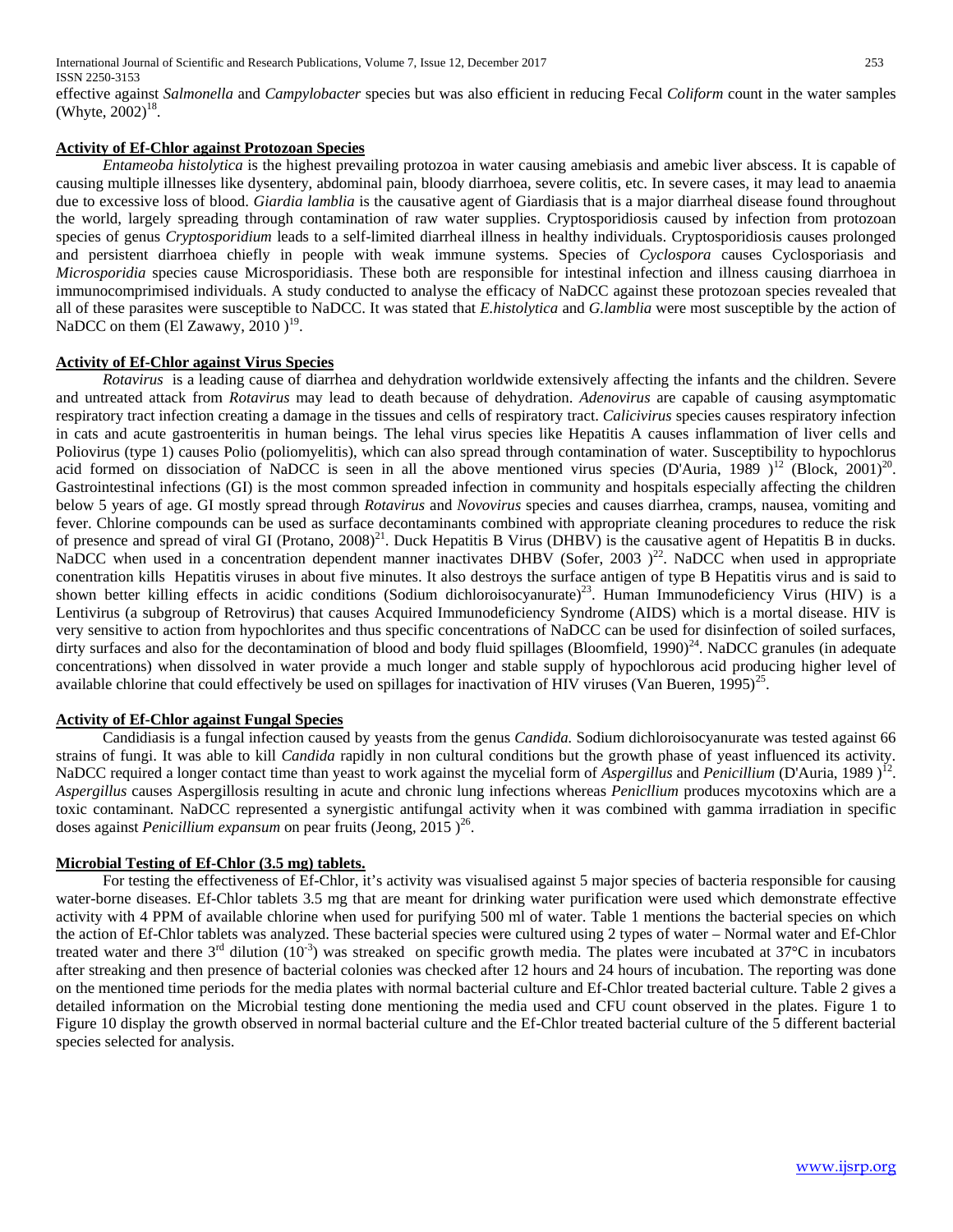effective against *Salmonella* and *Campylobacter* species but was also efficient in reducing Fecal *Coliform* count in the water samples (Whyte, 2002)[18].

**Activity of Ef-Chlor against Protozoan Species**

*Entameoba histolytica* is the highest prevailing protozoa in water causing amebiasis and amebic liver abscess. It is capable of causing multiple illnesses like dysentery, abdominal pain, bloody diarrhoea, severe colitis, etc. In severe cases, it may lead to anaemia due to excessive loss of blood. *Giardia lamblia* is the causative agent of Giardiasis that is a major diarrheal disease found throughout the world, largely spreading through contamination of raw water supplies. Cryptosporidiosis caused by infection from protozoan species of genus *Cryptosporidium* leads to a self-limited diarrheal illness in healthy individuals. Cryptosporidiosis causes prolonged and persistent diarrhoea chiefly in people with weak immune systems. Species of *Cyclospora* causes Cyclosporiasis and *Microsporidia* species cause Microsporidiasis. These both are responsible for intestinal infection and illness causing diarrhoea in immunocomprimised individuals. A study conducted to analyse the efficacy of NaDCC against these protozoan species revealed that all of these parasites were susceptible to NaDCC. It was stated that *E.histolytica* and *G.lamblia* were most susceptible by the action of NaDCC on them (El Zawawy, 2010 )[19].

**Activity of Ef-Chlor against Virus Species**

*Rotavirus* is a leading cause of diarrhea and dehydration worldwide extensively affecting the infants and the children. Severe and untreated attack from *Rotavirus* may lead to death because of dehydration. *Adenovirus* are capable of causing asymptomatic respiratory tract infection creating a damage in the tissues and cells of respiratory tract. *Calicivirus* species causes respiratory infection in cats and acute gastroenteritis in human beings. The lehal virus species like Hepatitis A causes inflammation of liver cells and Poliovirus (type 1) causes Polio (poliomyelitis), which can also spread through contamination of water. Susceptibility to hypochlorus acid formed on dissociation of NaDCC is seen in all the above mentioned virus species (D'Auria, 1989 )[12] (Block, 2001)[20]. Gastrointestinal infections (GI) is the most common spreaded infection in community and hospitals especially affecting the children below 5 years of age. GI mostly spread through *Rotavirus* and *Novovirus* species and causes diarrhea, cramps, nausea, vomiting and fever. Chlorine compounds can be used as surface decontaminants combined with appropriate cleaning procedures to reduce the risk of presence and spread of viral GI (Protano, 2008)[21]. Duck Hepatitis B Virus (DHBV) is the causative agent of Hepatitis B in ducks. NaDCC when used in a concentration dependent manner inactivates DHBV (Sofer, 2003 )[22]. NaDCC when used in appropriate conentration kills Hepatitis viruses in about five minutes. It also destroys the surface antigen of type B Hepatitis virus and is said to shown better killing effects in acidic conditions (Sodium dichloroisocyanurate)[23]. Human Immunodeficiency Virus (HIV) is a Lentivirus (a subgroup of Retrovirus) that causes Acquired Immunodeficiency Syndrome (AIDS) which is a mortal disease. HIV is very sensitive to action from hypochlorites and thus specific concentrations of NaDCC can be used for disinfection of soiled surfaces, dirty surfaces and also for the decontamination of blood and body fluid spillages (Bloomfield, 1990)[24]. NaDCC granules (in adequate concentrations) when dissolved in water provide a much longer and stable supply of hypochlorous acid producing higher level of available chlorine that could effectively be used on spillages for inactivation of HIV viruses (Van Bueren, 1995)[25].

**Activity of Ef-Chlor against Fungal Species**

Candidiasis is a fungal infection caused by yeasts from the genus *Candida.* Sodium dichloroisocyanurate was tested against 66 strains of fungi. It was able to kill *Candida* rapidly in non cultural conditions but the growth phase of yeast influenced its activity. NaDCC required a longer contact time than yeast to work against the mycelial form of *Aspergillus* and *Penicillium* (D'Auria, 1989 )[12]. *Aspergillus* causes Aspergillosis resulting in acute and chronic lung infections whereas *Penicllium* produces mycotoxins which are a toxic contaminant. NaDCC represented a synergistic antifungal activity when it was combined with gamma irradiation in specific doses against *Penicillium expansum* on pear fruits (Jeong, 2015 )[26].

**Microbial Testing of Ef-Chlor (3.5 mg) tablets.**

For testing the effectiveness of Ef-Chlor, it's activity was visualised against 5 major species of bacteria responsible for causing water-borne diseases. Ef-Chlor tablets 3.5 mg that are meant for drinking water purification were used which demonstrate effective activity with 4 PPM of available chlorine when used for purifying 500 ml of water. Table 1 mentions the bacterial species on which the action of Ef-Chlor tablets was analyzed. These bacterial species were cultured using 2 types of water – Normal water and Ef-Chlor treated water and there 3rd dilution ($10^{-3}$) was streaked on specific growth media. The plates were incubated at 37°C in incubators after streaking and then presence of bacterial colonies was checked after 12 hours and 24 hours of incubation. The reporting was done on the mentioned time periods for the media plates with normal bacterial culture and Ef-Chlor treated bacterial culture. Table 2 gives a detailed information on the Microbial testing done mentioning the media used and CFU count observed in the plates. Figure 1 to Figure 10 display the growth observed in normal bacterial culture and the Ef-Chlor treated bacterial culture of the 5 different bacterial species selected for analysis.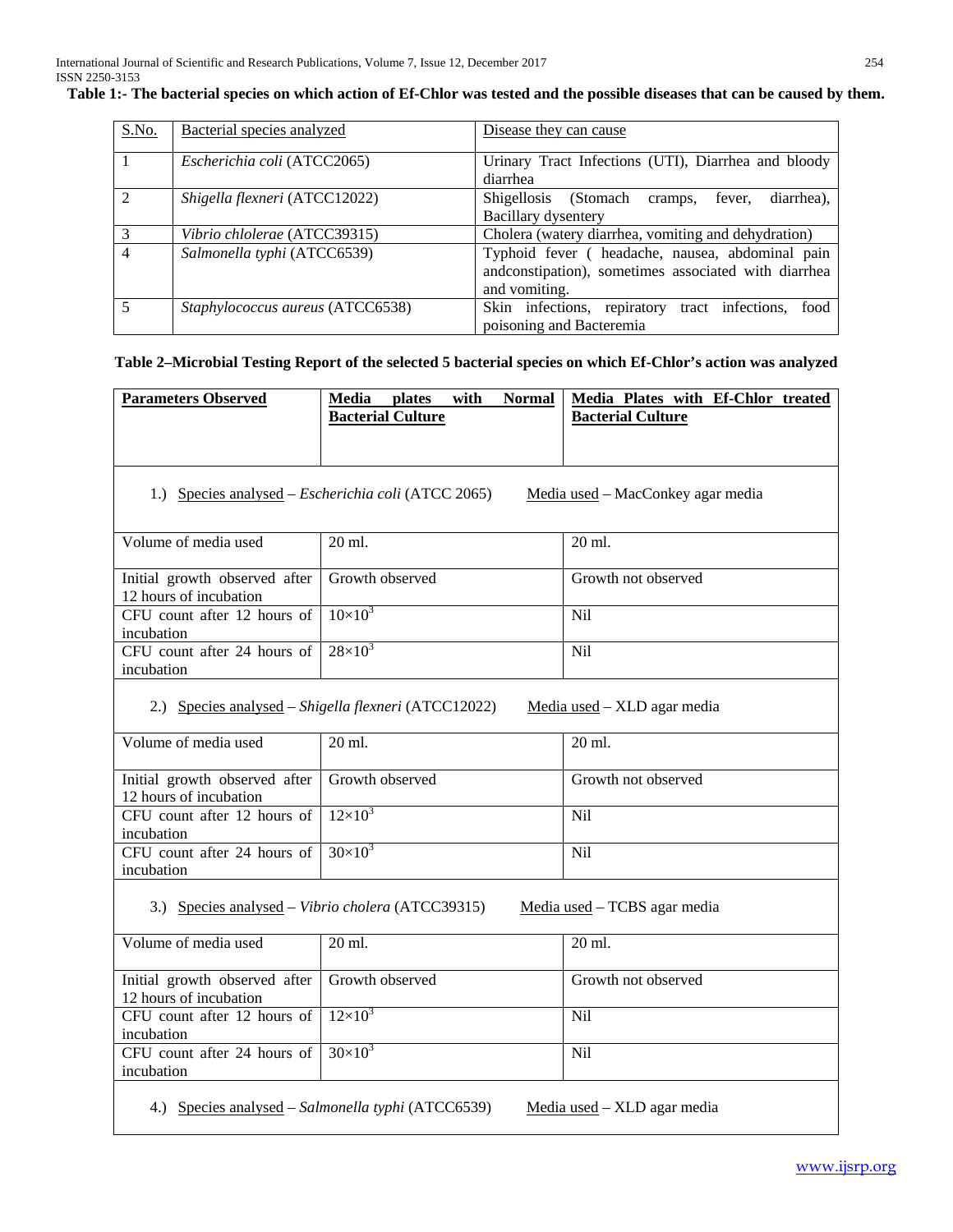**Table 1:- The bacterial species on which action of Ef-Chlor was tested and the possible diseases that can be caused by them.**

| S.No. | Bacterial species analyzed | Disease they can cause |
|---|---|---|
| 1 | *Escherichia coli* (ATCC2065) | Urinary Tract Infections (UTI), Diarrhea and bloody diarrhea |
| 2 | *Shigella flexneri* (ATCC12022) | Shigellosis (Stomach cramps, fever, diarrhea), Bacillary dysentery |
| 3 | *Vibrio chlolerae* (ATCC39315) | Cholera (watery diarrhea, vomiting and dehydration) |
| 4 | *Salmonella typhi* (ATCC6539) | Typhoid fever ( headache, nausea, abdominal pain andconstipation), sometimes associated with diarrhea and vomiting. |
| 5 | *Staphylococcus aureus* (ATCC6538) | Skin infections, repiratory tract infections, food poisoning and Bacteremia |

**Table 2–Microbial Testing Report of the selected 5 bacterial species on which Ef-Chlor's action was analyzed**

| Parameters Observed | Media plates with Normal Bacterial Culture | Media Plates with Ef-Chlor treated Bacterial Culture |
|---|---|---|
| 1.) Species analysed – *Escherichia coli* (ATCC 2065) Media used – MacConkey agar media | | |
| Volume of media used | 20 ml. | 20 ml. |
| Initial growth observed after 12 hours of incubation | Growth observed | Growth not observed |
| CFU count after 12 hours of incubation | $10\times10^3$ | Nil |
| CFU count after 24 hours of incubation | $28\times10^3$ | Nil |
| 2.) Species analysed – *Shigella flexneri* (ATCC12022) Media used – XLD agar media | | |
| Volume of media used | 20 ml. | 20 ml. |
| Initial growth observed after 12 hours of incubation | Growth observed | Growth not observed |
| CFU count after 12 hours of incubation | $12\times10^3$ | Nil |
| CFU count after 24 hours of incubation | $30\times10^3$ | Nil |
| 3.) Species analysed – *Vibrio cholera* (ATCC39315) Media used – TCBS agar media | | |
| Volume of media used | 20 ml. | 20 ml. |
| Initial growth observed after 12 hours of incubation | Growth observed | Growth not observed |
| CFU count after 12 hours of incubation | $12\times10^3$ | Nil |
| CFU count after 24 hours of incubation | $30\times10^3$ | Nil |
| 4.) Species analysed – *Salmonella typhi* (ATCC6539) Media used – XLD agar media | | |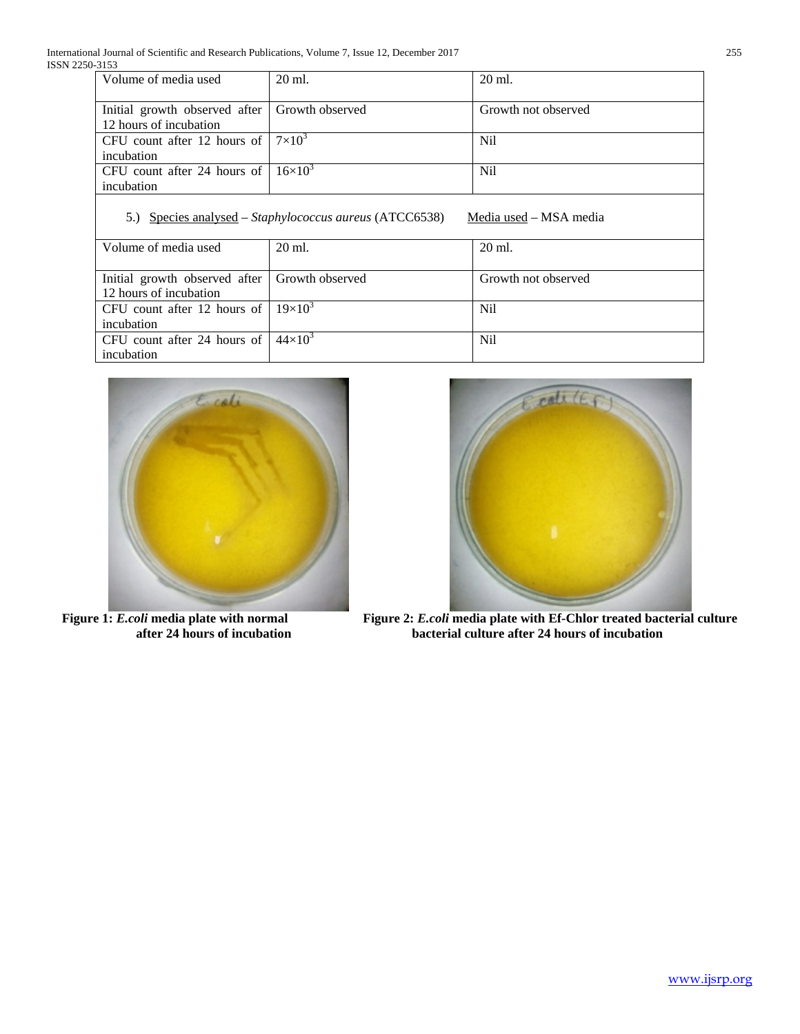| | | |
|---|---|---|
| Volume of media used | 20 ml. | 20 ml. |
| Initial growth observed after 12 hours of incubation | Growth observed | Growth not observed |
| CFU count after 12 hours of incubation | $7 \times 10^3$ | Nil |
| CFU count after 24 hours of incubation | $16 \times 10^3$ | Nil |

5.) Species analysed – *Staphylococcus aureus* (ATCC6538) Media used – MSA media

| | | |
|---|---|---|
| Volume of media used | 20 ml. | 20 ml. |
| Initial growth observed after 12 hours of incubation | Growth observed | Growth not observed |
| CFU count after 12 hours of incubation | $19 \times 10^3$ | Nil |
| CFU count after 24 hours of incubation | $44 \times 10^3$ | Nil |

**Figure 1: *E.coli* media plate with normal after 24 hours of incubation**

**Figure 2: *E.coli* media plate with Ef-Chlor treated bacterial culture bacterial culture after 24 hours of incubation**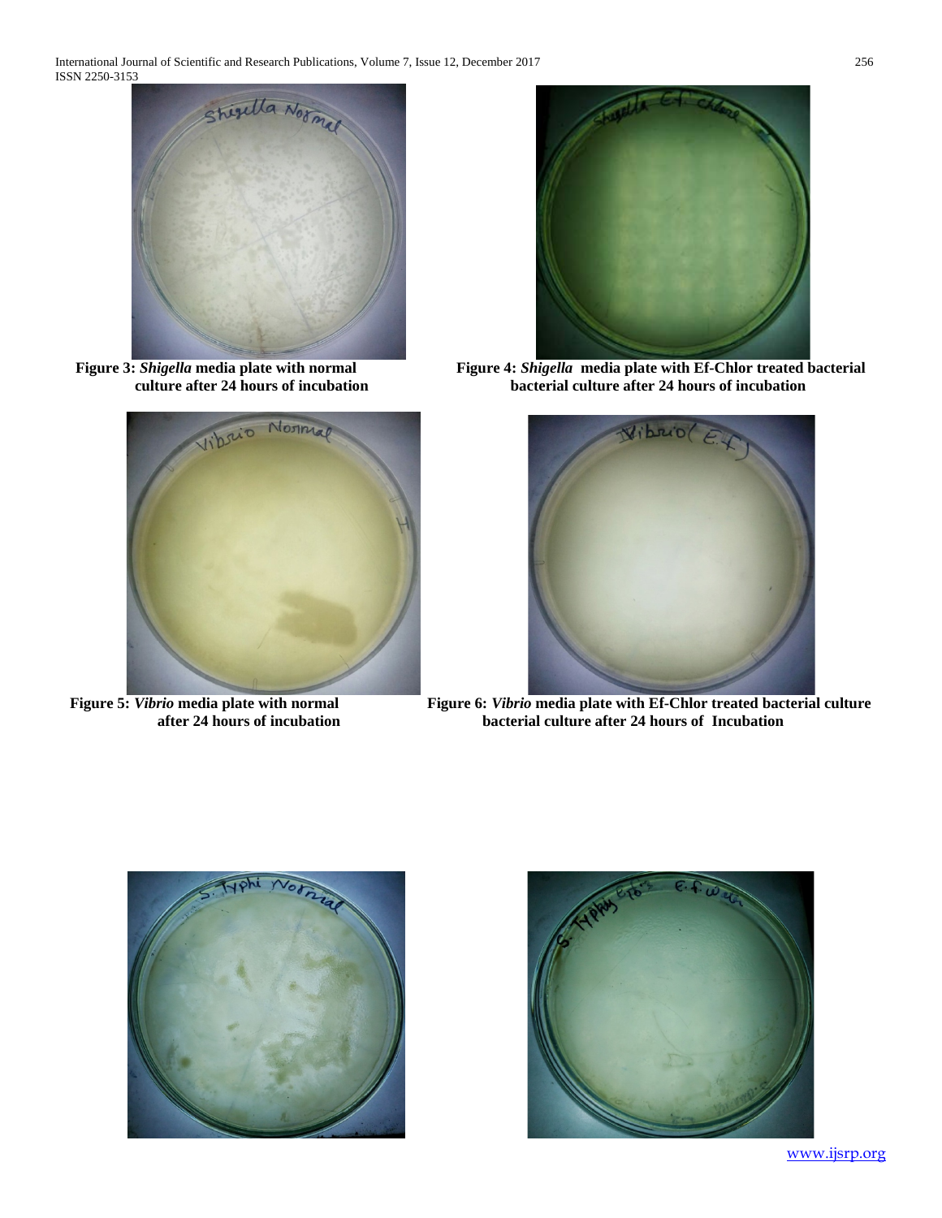**Figure 3:** ***Shigella*** **media plate with normal culture after 24 hours of incubation**

**Figure 4:** ***Shigella*** **media plate with Ef-Chlor treated bacterial bacterial culture after 24 hours of incubation**

**Figure 5:** ***Vibrio*** **media plate with normal after 24 hours of incubation**

**Figure 6:** ***Vibrio*** **media plate with Ef-Chlor treated bacterial culture bacterial culture after 24 hours of Incubation**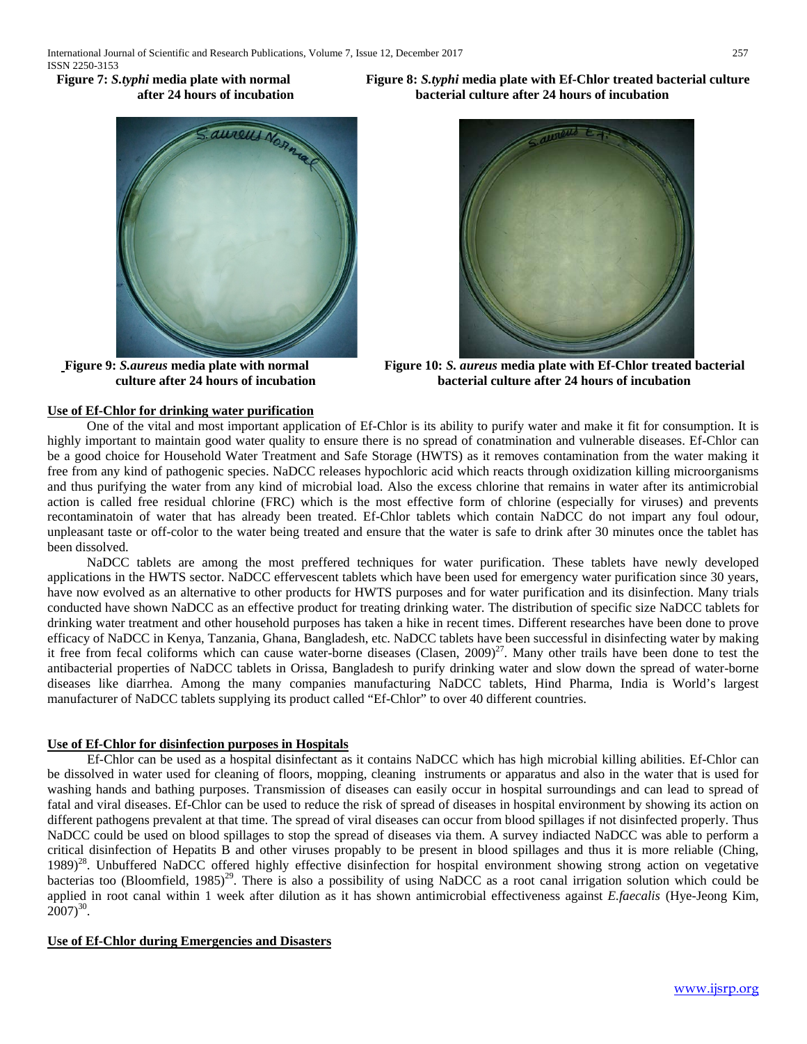**Figure 7:** ***S.typhi*** **media plate with normal after 24 hours of incubation**

**Figure 8:** ***S.typhi*** **media plate with Ef-Chlor treated bacterial culture bacterial culture after 24 hours of incubation**

**Figure 9:** ***S.aureus*** **media plate with normal culture after 24 hours of incubation**

**Figure 10:** ***S. aureus*** **media plate with Ef-Chlor treated bacterial bacterial culture after 24 hours of incubation**

## Use of Ef-Chlor for drinking water purification

One of the vital and most important application of Ef-Chlor is its ability to purify water and make it fit for consumption. It is highly important to maintain good water quality to ensure there is no spread of conatmination and vulnerable diseases. Ef-Chlor can be a good choice for Household Water Treatment and Safe Storage (HWTS) as it removes contamination from the water making it free from any kind of pathogenic species. NaDCC releases hypochloric acid which reacts through oxidization killing microorganisms and thus purifying the water from any kind of microbial load. Also the excess chlorine that remains in water after its antimicrobial action is called free residual chlorine (FRC) which is the most effective form of chlorine (especially for viruses) and prevents recontaminatoin of water that has already been treated. Ef-Chlor tablets which contain NaDCC do not impart any foul odour, unpleasant taste or off-color to the water being treated and ensure that the water is safe to drink after 30 minutes once the tablet has been dissolved.

NaDCC tablets are among the most preffered techniques for water purification. These tablets have newly developed applications in the HWTS sector. NaDCC effervescent tablets which have been used for emergency water purification since 30 years, have now evolved as an alternative to other products for HWTS purposes and for water purification and its disinfection. Many trials conducted have shown NaDCC as an effective product for treating drinking water. The distribution of specific size NaDCC tablets for drinking water treatment and other household purposes has taken a hike in recent times. Different researches have been done to prove efficacy of NaDCC in Kenya, Tanzania, Ghana, Bangladesh, etc. NaDCC tablets have been successful in disinfecting water by making it free from fecal coliforms which can cause water-borne diseases (Clasen, 2009)[27]. Many other trails have been done to test the antibacterial properties of NaDCC tablets in Orissa, Bangladesh to purify drinking water and slow down the spread of water-borne diseases like diarrhea. Among the many companies manufacturing NaDCC tablets, Hind Pharma, India is World's largest manufacturer of NaDCC tablets supplying its product called "Ef-Chlor" to over 40 different countries.

## Use of Ef-Chlor for disinfection purposes in Hospitals

Ef-Chlor can be used as a hospital disinfectant as it contains NaDCC which has high microbial killing abilities. Ef-Chlor can be dissolved in water used for cleaning of floors, mopping, cleaning instruments or apparatus and also in the water that is used for washing hands and bathing purposes. Transmission of diseases can easily occur in hospital surroundings and can lead to spread of fatal and viral diseases. Ef-Chlor can be used to reduce the risk of spread of diseases in hospital environment by showing its action on different pathogens prevalent at that time. The spread of viral diseases can occur from blood spillages if not disinfected properly. Thus NaDCC could be used on blood spillages to stop the spread of diseases via them. A survey indiacted NaDCC was able to perform a critical disinfection of Hepatits B and other viruses propably to be present in blood spillages and thus it is more reliable (Ching, 1989)[28]. Unbuffered NaDCC offered highly effective disinfection for hospital environment showing strong action on vegetative bacterias too (Bloomfield, 1985)[29]. There is also a possibility of using NaDCC as a root canal irrigation solution which could be applied in root canal within 1 week after dilution as it has shown antimicrobial effectiveness against *E.faecalis* (Hye-Jeong Kim, 2007)[30].

## Use of Ef-Chlor during Emergencies and Disasters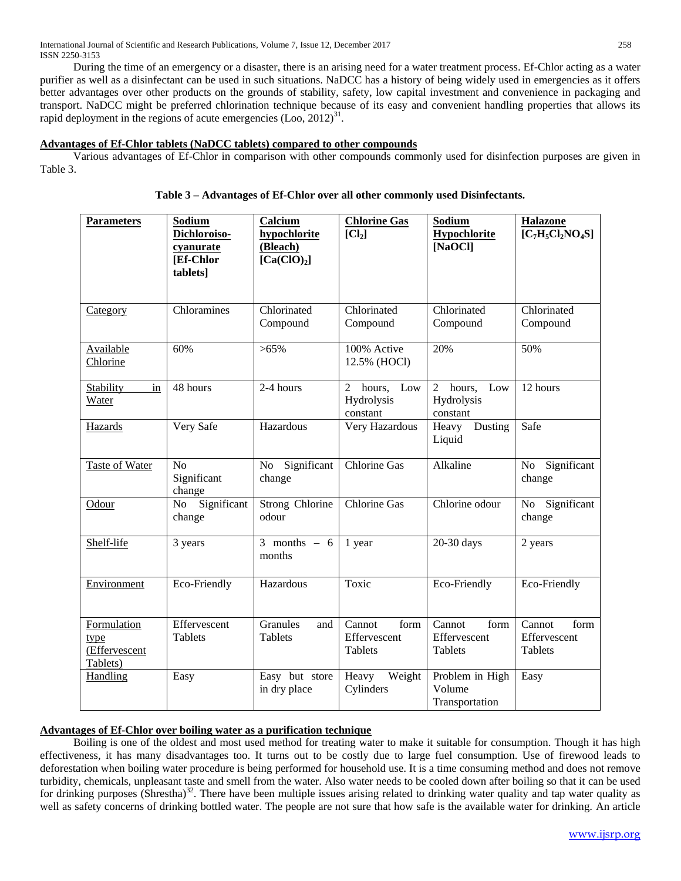During the time of an emergency or a disaster, there is an arising need for a water treatment process. Ef-Chlor acting as a water purifier as well as a disinfectant can be used in such situations. NaDCC has a history of being widely used in emergencies as it offers better advantages over other products on the grounds of stability, safety, low capital investment and convenience in packaging and transport. NaDCC might be preferred chlorination technique because of its easy and convenient handling properties that allows its rapid deployment in the regions of acute emergencies (Loo, 2012)[31].

**Advantages of Ef-Chlor tablets (NaDCC tablets) compared to other compounds**

Various advantages of Ef-Chlor in comparison with other compounds commonly used for disinfection purposes are given in Table 3.

**Table 3 – Advantages of Ef-Chlor over all other commonly used Disinfectants.**

| Parameters | Sodium Dichloroiso-cyanurate [Ef-Chlor tablets] | Calcium hypochlorite (Bleach) [$Ca(ClO)_2$] | Chlorine Gas [$Cl_2$] | Sodium Hypochlorite [NaOCl] | Halazone [$C_7H_5Cl_2NO_4S$] |
|---|---|---|---|---|---|
| Category | Chloramines | Chlorinated Compound | Chlorinated Compound | Chlorinated Compound | Chlorinated Compound |
| Available Chlorine | 60% | >65% | 100% Active 12.5% (HOCl) | 20% | 50% |
| Stability in Water | 48 hours | 2-4 hours | 2 hours, Low Hydrolysis constant | 2 hours, Low Hydrolysis constant | 12 hours |
| Hazards | Very Safe | Hazardous | Very Hazardous | Heavy Dusting Liquid | Safe |
| Taste of Water | No Significant change | No Significant change | Chlorine Gas | Alkaline | No Significant change |
| Odour | No Significant change | Strong Chlorine odour | Chlorine Gas | Chlorine odour | No Significant change |
| Shelf-life | 3 years | 3 months – 6 months | 1 year | 20-30 days | 2 years |
| Environment | Eco-Friendly | Hazardous | Toxic | Eco-Friendly | Eco-Friendly |
| Formulation type (Effervescent Tablets) | Effervescent Tablets | Granules and Tablets | Cannot form Effervescent Tablets | Cannot form Effervescent Tablets | Cannot form Effervescent Tablets |
| Handling | Easy | Easy but store in dry place | Heavy Weight Cylinders | Problem in High Volume Transportation | Easy |

**Advantages of Ef-Chlor over boiling water as a purification technique**

Boiling is one of the oldest and most used method for treating water to make it suitable for consumption. Though it has high effectiveness, it has many disadvantages too. It turns out to be costly due to large fuel consumption. Use of firewood leads to deforestation when boiling water procedure is being performed for household use. It is a time consuming method and does not remove turbidity, chemicals, unpleasant taste and smell from the water. Also water needs to be cooled down after boiling so that it can be used for drinking purposes (Shrestha)[32]. There have been multiple issues arising related to drinking water quality and tap water quality as well as safety concerns of drinking bottled water. The people are not sure that how safe is the available water for drinking. An article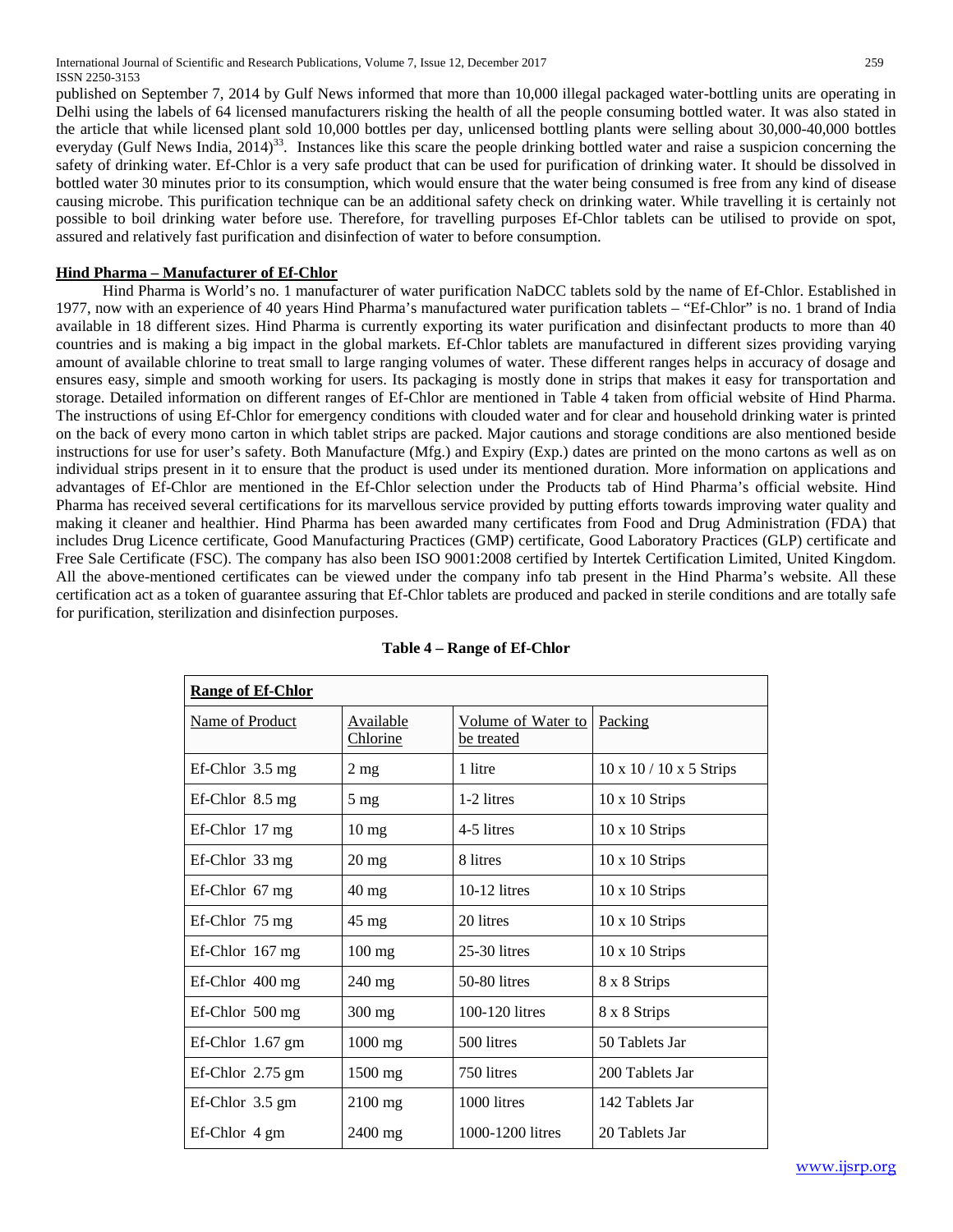published on September 7, 2014 by Gulf News informed that more than 10,000 illegal packaged water-bottling units are operating in Delhi using the labels of 64 licensed manufacturers risking the health of all the people consuming bottled water. It was also stated in the article that while licensed plant sold 10,000 bottles per day, unlicensed bottling plants were selling about 30,000-40,000 bottles everyday (Gulf News India, 2014)[33]. Instances like this scare the people drinking bottled water and raise a suspicion concerning the safety of drinking water. Ef-Chlor is a very safe product that can be used for purification of drinking water. It should be dissolved in bottled water 30 minutes prior to its consumption, which would ensure that the water being consumed is free from any kind of disease causing microbe. This purification technique can be an additional safety check on drinking water. While travelling it is certainly not possible to boil drinking water before use. Therefore, for travelling purposes Ef-Chlor tablets can be utilised to provide on spot, assured and relatively fast purification and disinfection of water to before consumption.

**Hind Pharma – Manufacturer of Ef-Chlor**

Hind Pharma is World's no. 1 manufacturer of water purification NaDCC tablets sold by the name of Ef-Chlor. Established in 1977, now with an experience of 40 years Hind Pharma's manufactured water purification tablets – "Ef-Chlor" is no. 1 brand of India available in 18 different sizes. Hind Pharma is currently exporting its water purification and disinfectant products to more than 40 countries and is making a big impact in the global markets. Ef-Chlor tablets are manufactured in different sizes providing varying amount of available chlorine to treat small to large ranging volumes of water. These different ranges helps in accuracy of dosage and ensures easy, simple and smooth working for users. Its packaging is mostly done in strips that makes it easy for transportation and storage. Detailed information on different ranges of Ef-Chlor are mentioned in Table 4 taken from official website of Hind Pharma. The instructions of using Ef-Chlor for emergency conditions with clouded water and for clear and household drinking water is printed on the back of every mono carton in which tablet strips are packed. Major cautions and storage conditions are also mentioned beside instructions for use for user's safety. Both Manufacture (Mfg.) and Expiry (Exp.) dates are printed on the mono cartons as well as on individual strips present in it to ensure that the product is used under its mentioned duration. More information on applications and advantages of Ef-Chlor are mentioned in the Ef-Chlor selection under the Products tab of Hind Pharma's official website. Hind Pharma has received several certifications for its marvellous service provided by putting efforts towards improving water quality and making it cleaner and healthier. Hind Pharma has been awarded many certificates from Food and Drug Administration (FDA) that includes Drug Licence certificate, Good Manufacturing Practices (GMP) certificate, Good Laboratory Practices (GLP) certificate and Free Sale Certificate (FSC). The company has also been ISO 9001:2008 certified by Intertek Certification Limited, United Kingdom. All the above-mentioned certificates can be viewed under the company info tab present in the Hind Pharma's website. All these certification act as a token of guarantee assuring that Ef-Chlor tablets are produced and packed in sterile conditions and are totally safe for purification, sterilization and disinfection purposes.

**Table 4 – Range of Ef-Chlor**

| Range of Ef-Chlor | | | |
|---|---|---|---|
| Name of Product | Available Chlorine | Volume of Water to be treated | Packing |
| Ef-Chlor 3.5 mg | 2 mg | 1 litre | 10 x 10 / 10 x 5 Strips |
| Ef-Chlor 8.5 mg | 5 mg | 1-2 litres | 10 x 10 Strips |
| Ef-Chlor 17 mg | 10 mg | 4-5 litres | 10 x 10 Strips |
| Ef-Chlor 33 mg | 20 mg | 8 litres | 10 x 10 Strips |
| Ef-Chlor 67 mg | 40 mg | 10-12 litres | 10 x 10 Strips |
| Ef-Chlor 75 mg | 45 mg | 20 litres | 10 x 10 Strips |
| Ef-Chlor 167 mg | 100 mg | 25-30 litres | 10 x 10 Strips |
| Ef-Chlor 400 mg | 240 mg | 50-80 litres | 8 x 8 Strips |
| Ef-Chlor 500 mg | 300 mg | 100-120 litres | 8 x 8 Strips |
| Ef-Chlor 1.67 gm | 1000 mg | 500 litres | 50 Tablets Jar |
| Ef-Chlor 2.75 gm | 1500 mg | 750 litres | 200 Tablets Jar |
| Ef-Chlor 3.5 gm | 2100 mg | 1000 litres | 142 Tablets Jar |
| Ef-Chlor 4 gm | 2400 mg | 1000-1200 litres | 20 Tablets Jar |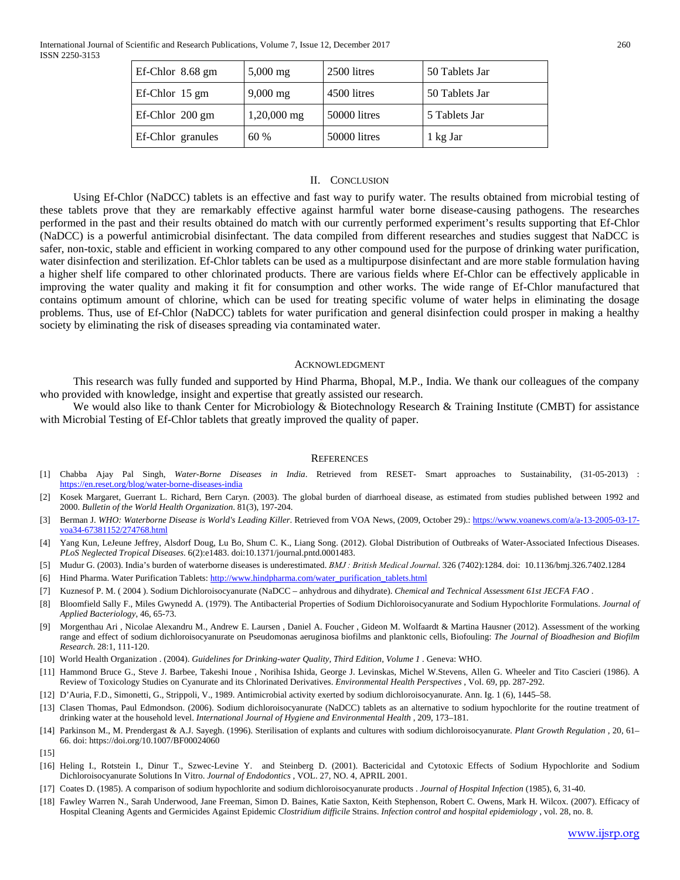| Ef-Chlor 8.68 gm | 5,000 mg | 2500 litres | 50 Tablets Jar |
|---|---|---|---|
| Ef-Chlor 15 gm | 9,000 mg | 4500 litres | 50 Tablets Jar |
| Ef-Chlor 200 gm | 1,20,000 mg | 50000 litres | 5 Tablets Jar |
| Ef-Chlor granules | 60 % | 50000 litres | 1 kg Jar |

## II. Conclusion

Using Ef-Chlor (NaDCC) tablets is an effective and fast way to purify water. The results obtained from microbial testing of these tablets prove that they are remarkably effective against harmful water borne disease-causing pathogens. The researches performed in the past and their results obtained do match with our currently performed experiment's results supporting that Ef-Chlor (NaDCC) is a powerful antimicrobial disinfectant. The data compiled from different researches and studies suggest that NaDCC is safer, non-toxic, stable and efficient in working compared to any other compound used for the purpose of drinking water purification, water disinfection and sterilization. Ef-Chlor tablets can be used as a multipurpose disinfectant and are more stable formulation having a higher shelf life compared to other chlorinated products. There are various fields where Ef-Chlor can be effectively applicable in improving the water quality and making it fit for consumption and other works. The wide range of Ef-Chlor manufactured that contains optimum amount of chlorine, which can be used for treating specific volume of water helps in eliminating the dosage problems. Thus, use of Ef-Chlor (NaDCC) tablets for water purification and general disinfection could prosper in making a healthy society by eliminating the risk of diseases spreading via contaminated water.

## Acknowledgment

This research was fully funded and supported by Hind Pharma, Bhopal, M.P., India. We thank our colleagues of the company who provided with knowledge, insight and expertise that greatly assisted our research.

We would also like to thank Center for Microbiology & Biotechnology Research & Training Institute (CMBT) for assistance with Microbial Testing of Ef-Chlor tablets that greatly improved the quality of paper.

## References

[1] Chabba Ajay Pal Singh, *Water-Borne Diseases in India*. Retrieved from RESET- Smart approaches to Sustainability, (31-05-2013) : https://en.reset.org/blog/water-borne-diseases-india

[2] Kosek Margaret, Guerrant L. Richard, Bern Caryn. (2003). The global burden of diarrhoeal disease, as estimated from studies published between 1992 and 2000. *Bulletin of the World Health Organization*. 81(3), 197-204.

[3] Berman J. *WHO: Waterborne Disease is World's Leading Killer*. Retrieved from VOA News, (2009, October 29).: https://www.voanews.com/a/a-13-2005-03-17-voa34-67381152/274768.html

[4] Yang Kun, LeJeune Jeffrey, Alsdorf Doug, Lu Bo, Shum C. K., Liang Song. (2012). Global Distribution of Outbreaks of Water-Associated Infectious Diseases. *PLoS Neglected Tropical Diseases*. 6(2):e1483. doi:10.1371/journal.pntd.0001483.

[5] Mudur G. (2003). India's burden of waterborne diseases is underestimated. *BMJ : British Medical Journal*. 326 (7402):1284. doi: 10.1136/bmj.326.7402.1284

[6] Hind Pharma. Water Purification Tablets: http://www.hindpharma.com/water_purification_tablets.html

[7] Kuznesof P. M. ( 2004 ). Sodium Dichloroisocyanurate (NaDCC – anhydrous and dihydrate). *Chemical and Technical Assessment 61st JECFA FAO* .

[8] Bloomfield Sally F., Miles Gwynedd A. (1979). The Antibacterial Properties of Sodium Dichloroisocyanurate and Sodium Hypochlorite Formulations. *Journal of Applied Bacteriology*, 46, 65-73.

[9] Morgenthau Ari , Nicolae Alexandru M., Andrew E. Laursen , Daniel A. Foucher , Gideon M. Wolfaardt & Martina Hausner (2012). Assessment of the working range and effect of sodium dichloroisocyanurate on Pseudomonas aeruginosa biofilms and planktonic cells, Biofouling: *The Journal of Bioadhesion and Biofilm Research*. 28:1, 111-120.

[10] World Health Organization . (2004). *Guidelines for Drinking-water Quality, Third Edition, Volume 1* . Geneva: WHO.

[11] Hammond Bruce G., Steve J. Barbee, Takeshi Inoue , Norihisa Ishida, George J. Levinskas, Michel W.Stevens, Allen G. Wheeler and Tito Cascieri (1986). A Review of Toxicology Studies on Cyanurate and its Chlorinated Derivatives. *Environmental Health Perspectives* , Vol. 69, pp. 287-292.

[12] D'Auria, F.D., Simonetti, G., Strippoli, V., 1989. Antimicrobial activity exerted by sodium dichloroisocyanurate. Ann. Ig. 1 (6), 1445–58.

[13] Clasen Thomas, Paul Edmondson. (2006). Sodium dichloroisocyanurate (NaDCC) tablets as an alternative to sodium hypochlorite for the routine treatment of drinking water at the household level. *International Journal of Hygiene and Environmental Health* , 209, 173–181.

[14] Parkinson M., M. Prendergast & A.J. Sayegh. (1996). Sterilisation of explants and cultures with sodium dichloroisocyanurate. *Plant Growth Regulation* , 20, 61–66. doi: https://doi.org/10.1007/BF00024060

[15]

[16] Heling I., Rotstein I., Dinur T., Szwec-Levine Y. and Steinberg D. (2001). Bactericidal and Cytotoxic Effects of Sodium Hypochlorite and Sodium Dichloroisocyanurate Solutions In Vitro. *Journal of Endodontics* , VOL. 27, NO. 4, APRIL 2001.

[17] Coates D. (1985). A comparison of sodium hypochlorite and sodium dichloroisocyanurate products . *Journal of Hospital Infection* (1985), 6, 31-40.

[18] Fawley Warren N., Sarah Underwood, Jane Freeman, Simon D. Baines, Katie Saxton, Keith Stephenson, Robert C. Owens, Mark H. Wilcox. (2007). Efficacy of Hospital Cleaning Agents and Germicides Against Epidemic *Clostridium difficile* Strains. *Infection control and hospital epidemiology* , vol. 28, no. 8.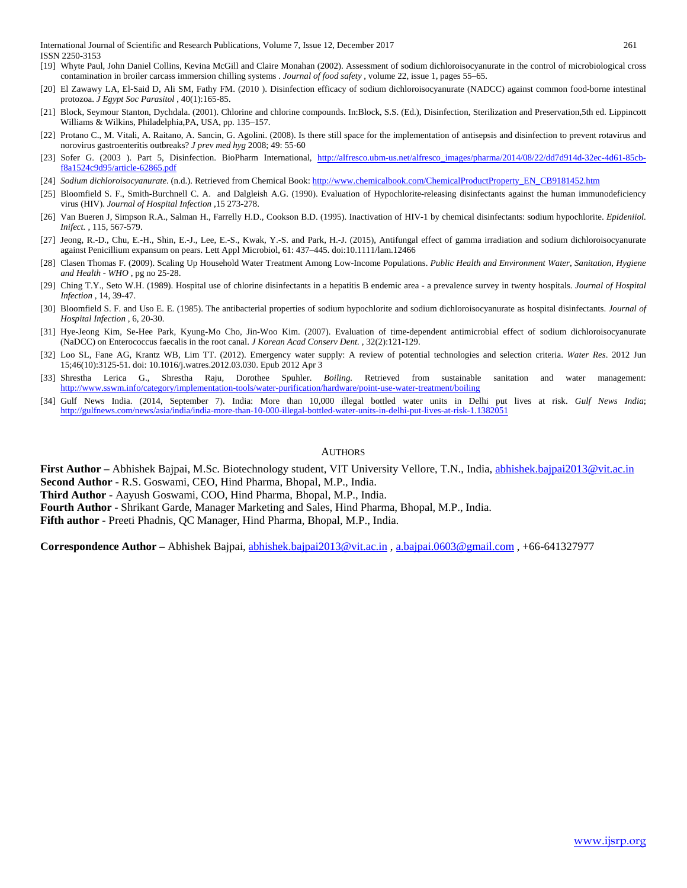[19] Whyte Paul, John Daniel Collins, Kevina McGill and Claire Monahan (2002). Assessment of sodium dichloroisocyanurate in the control of microbiological cross contamination in broiler carcass immersion chilling systems . *Journal of food safety* , volume 22, issue 1, pages 55–65.

[20] El Zawawy LA, El-Said D, Ali SM, Fathy FM. (2010 ). Disinfection efficacy of sodium dichloroisocyanurate (NADCC) against common food-borne intestinal protozoa. *J Egypt Soc Parasitol* , 40(1):165-85.

[21] Block, Seymour Stanton, Dychdala. (2001). Chlorine and chlorine compounds. In:Block, S.S. (Ed.), Disinfection, Sterilization and Preservation,5th ed. Lippincott Williams & Wilkins, Philadelphia,PA, USA, pp. 135–157.

[22] Protano C., M. Vitali, A. Raitano, A. Sancin, G. Agolini. (2008). Is there still space for the implementation of antisepsis and disinfection to prevent rotavirus and norovirus gastroenteritis outbreaks? *J prev med hyg* 2008; 49: 55-60

[23] Sofer G. (2003 ). Part 5, Disinfection. BioPharm International, http://alfresco.ubm-us.net/alfresco_images/pharma/2014/08/22/dd7d914d-32ec-4d61-85cb-f8a1524c9d95/article-62865.pdf

[24] *Sodium dichloroisocyanurate*. (n.d.). Retrieved from Chemical Book: http://www.chemicalbook.com/ChemicalProductProperty_EN_CB9181452.htm

[25] Bloomfield S. F., Smith-Burchnell C. A. and Dalgleish A.G. (1990). Evaluation of Hypochlorite-releasing disinfectants against the human immunodeficiency virus (HIV). *Journal of Hospital Infection* ,15 273-278.

[26] Van Bueren J, Simpson R.A., Salman H., Farrelly H.D., Cookson B.D. (1995). Inactivation of HIV-1 by chemical disinfectants: sodium hypochlorite. *Epideniiol. Inifect.* , 115, 567-579.

[27] Jeong, R.-D., Chu, E.-H., Shin, E.-J., Lee, E.-S., Kwak, Y.-S. and Park, H.-J. (2015), Antifungal effect of gamma irradiation and sodium dichloroisocyanurate against Penicillium expansum on pears. Lett Appl Microbiol, 61: 437–445. doi:10.1111/lam.12466

[28] Clasen Thomas F. (2009). Scaling Up Household Water Treatment Among Low-Income Populations. *Public Health and Environment Water, Sanitation, Hygiene and Health - WHO* , pg no 25-28.

[29] Ching T.Y., Seto W.H. (1989). Hospital use of chlorine disinfectants in a hepatitis B endemic area - a prevalence survey in twenty hospitals. *Journal of Hospital Infection* , 14, 39-47.

[30] Bloomfield S. F. and Uso E. E. (1985). The antibacterial properties of sodium hypochlorite and sodium dichloroisocyanurate as hospital disinfectants. *Journal of Hospital Infection* , 6, 20-30.

[31] Hye-Jeong Kim, Se-Hee Park, Kyung-Mo Cho, Jin-Woo Kim. (2007). Evaluation of time-dependent antimicrobial effect of sodium dichloroisocyanurate (NaDCC) on Enterococcus faecalis in the root canal. *J Korean Acad Conserv Dent.* , 32(2):121-129.

[32] Loo SL, Fane AG, Krantz WB, Lim TT. (2012). Emergency water supply: A review of potential technologies and selection criteria. *Water Res*. 2012 Jun 15;46(10):3125-51. doi: 10.1016/j.watres.2012.03.030. Epub 2012 Apr 3

[33] Shrestha Lerica G., Shrestha Raju, Dorothee Spuhler. *Boiling.* Retrieved from sustainable sanitation and water management: http://www.sswm.info/category/implementation-tools/water-purification/hardware/point-use-water-treatment/boiling

[34] Gulf News India. (2014, September 7). India: More than 10,000 illegal bottled water units in Delhi put lives at risk. *Gulf News India*; http://gulfnews.com/news/asia/india/india-more-than-10-000-illegal-bottled-water-units-in-delhi-put-lives-at-risk-1.1382051

## Authors

**First Author –** Abhishek Bajpai, M.Sc. Biotechnology student, VIT University Vellore, T.N., India, abhishek.bajpai2013@vit.ac.in

**Second Author -** R.S. Goswami, CEO, Hind Pharma, Bhopal, M.P., India.

**Third Author -** Aayush Goswami, COO, Hind Pharma, Bhopal, M.P., India.

**Fourth Author -** Shrikant Garde, Manager Marketing and Sales, Hind Pharma, Bhopal, M.P., India.

**Fifth author -** Preeti Phadnis, QC Manager, Hind Pharma, Bhopal, M.P., India.

**Correspondence Author –** Abhishek Bajpai, abhishek.bajpai2013@vit.ac.in , a.bajpai.0603@gmail.com , +66-641327977